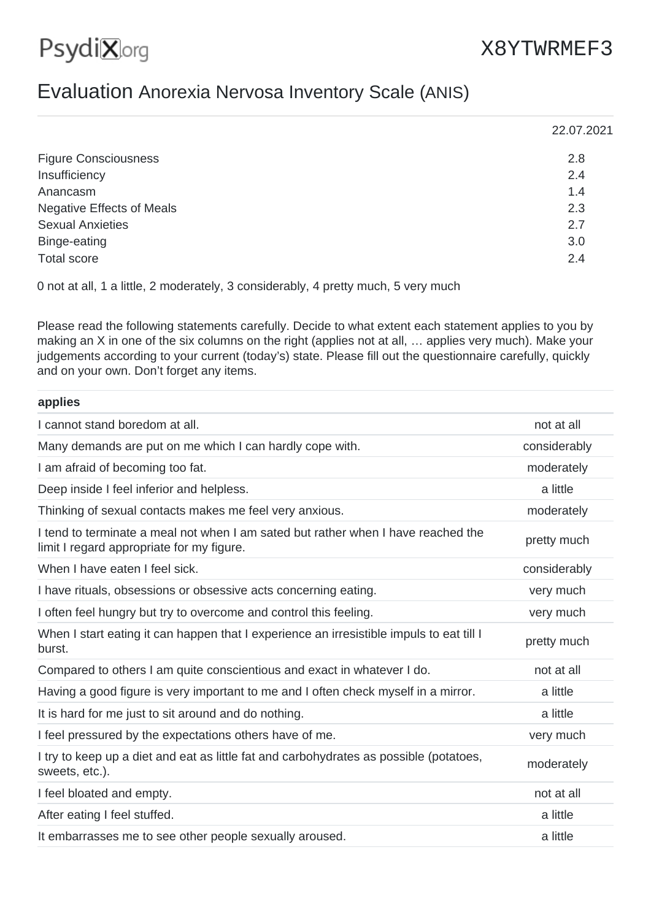PsydiX.org

X8YTWRMEF3

# Evaluation Anorexia Nervosa Inventory Scale (ANIS)

| | 22.07.2021 |
|---|---|
| Figure Consciousness | 2.8 |
| Insufficiency | 2.4 |
| Anancasm | 1.4 |
| Negative Effects of Meals | 2.3 |
| Sexual Anxieties | 2.7 |
| Binge-eating | 3.0 |
| Total score | 2.4 |

0 not at all, 1 a little, 2 moderately, 3 considerably, 4 pretty much, 5 very much

Please read the following statements carefully. Decide to what extent each statement applies to you by making an X in one of the six columns on the right (applies not at all, … applies very much). Make your judgements according to your current (today's) state. Please fill out the questionnaire carefully, quickly and on your own. Don't forget any items.

| **applies** | |
|---|---|
| I cannot stand boredom at all. | not at all |
| Many demands are put on me which I can hardly cope with. | considerably |
| I am afraid of becoming too fat. | moderately |
| Deep inside I feel inferior and helpless. | a little |
| Thinking of sexual contacts makes me feel very anxious. | moderately |
| I tend to terminate a meal not when I am sated but rather when I have reached the limit I regard appropriate for my figure. | pretty much |
| When I have eaten I feel sick. | considerably |
| I have rituals, obsessions or obsessive acts concerning eating. | very much |
| I often feel hungry but try to overcome and control this feeling. | very much |
| When I start eating it can happen that I experience an irresistible impuls to eat till I burst. | pretty much |
| Compared to others I am quite conscientious and exact in whatever I do. | not at all |
| Having a good figure is very important to me and I often check myself in a mirror. | a little |
| It is hard for me just to sit around and do nothing. | a little |
| I feel pressured by the expectations others have of me. | very much |
| I try to keep up a diet and eat as little fat and carbohydrates as possible (potatoes, sweets, etc.). | moderately |
| I feel bloated and empty. | not at all |
| After eating I feel stuffed. | a little |
| It embarrasses me to see other people sexually aroused. | a little |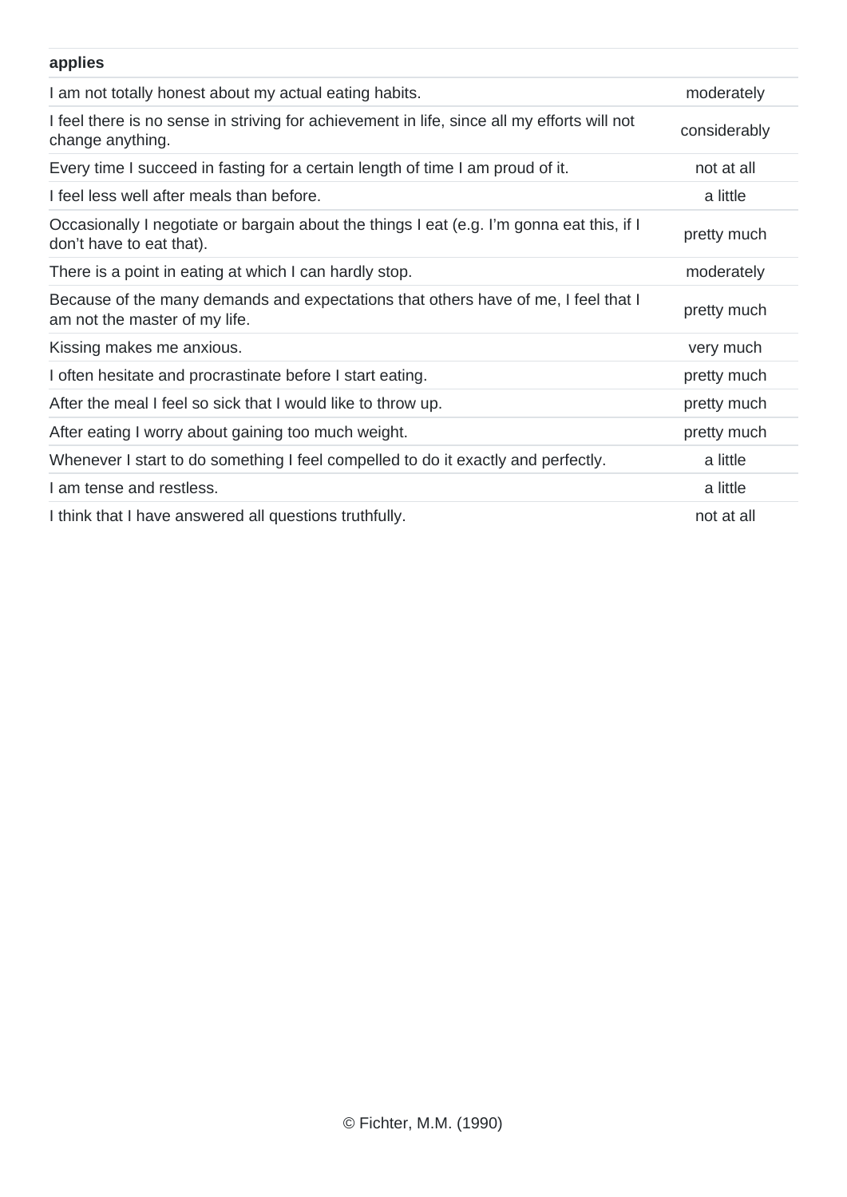| | applies |
| --- | --- |
| I am not totally honest about my actual eating habits. | moderately |
| I feel there is no sense in striving for achievement in life, since all my efforts will not change anything. | considerably |
| Every time I succeed in fasting for a certain length of time I am proud of it. | not at all |
| I feel less well after meals than before. | a little |
| Occasionally I negotiate or bargain about the things I eat (e.g. I'm gonna eat this, if I don't have to eat that). | pretty much |
| There is a point in eating at which I can hardly stop. | moderately |
| Because of the many demands and expectations that others have of me, I feel that I am not the master of my life. | pretty much |
| Kissing makes me anxious. | very much |
| I often hesitate and procrastinate before I start eating. | pretty much |
| After the meal I feel so sick that I would like to throw up. | pretty much |
| After eating I worry about gaining too much weight. | pretty much |
| Whenever I start to do something I feel compelled to do it exactly and perfectly. | a little |
| I am tense and restless. | a little |
| I think that I have answered all questions truthfully. | not at all |

© Fichter, M.M. (1990)